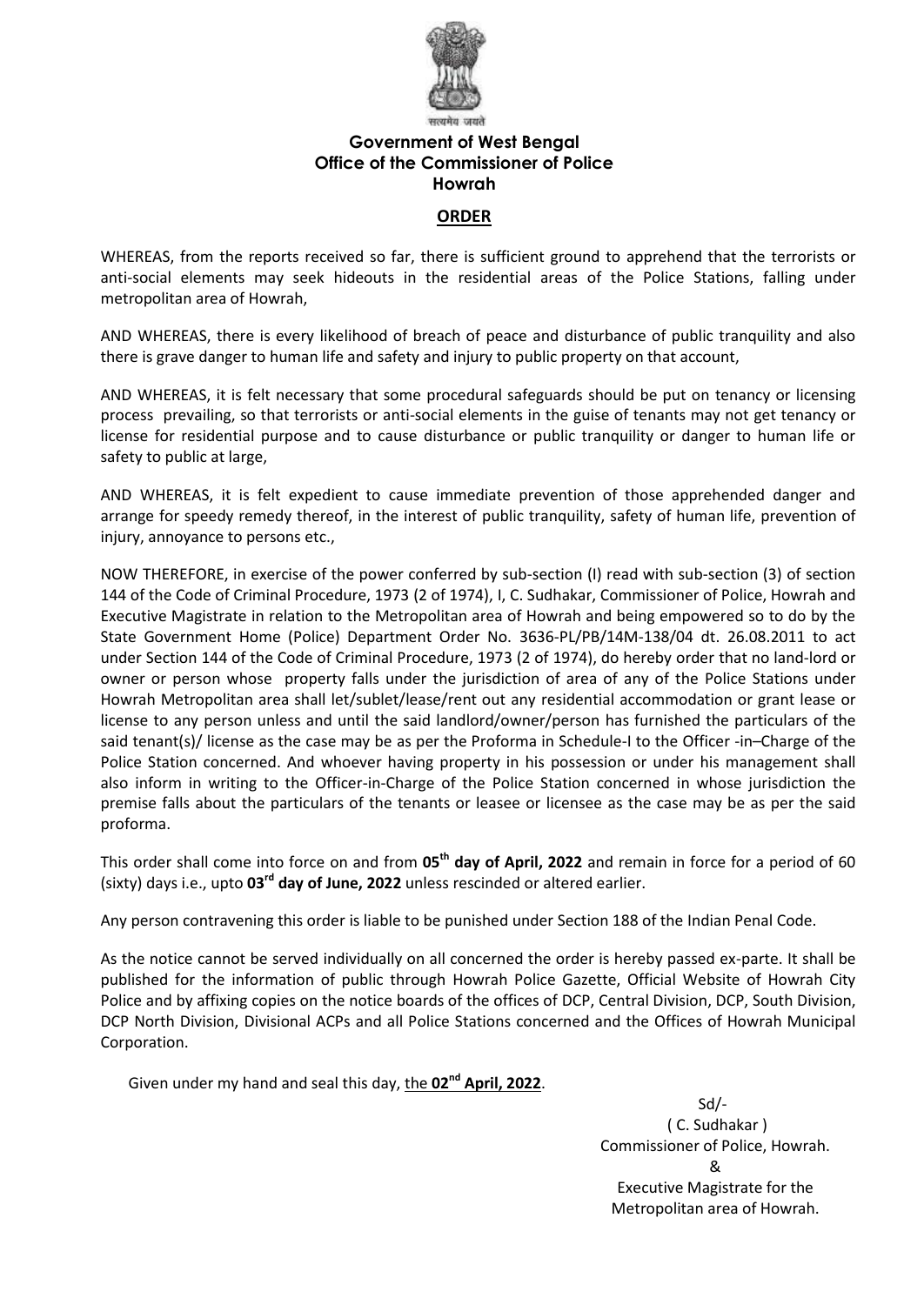सत्यमेव जयते

**Government of West Bengal**
**Office of the Commissioner of Police**
**Howrah**

## ORDER

WHEREAS, from the reports received so far, there is sufficient ground to apprehend that the terrorists or anti-social elements may seek hideouts in the residential areas of the Police Stations, falling under metropolitan area of Howrah,

AND WHEREAS, there is every likelihood of breach of peace and disturbance of public tranquility and also there is grave danger to human life and safety and injury to public property on that account,

AND WHEREAS, it is felt necessary that some procedural safeguards should be put on tenancy or licensing process prevailing, so that terrorists or anti-social elements in the guise of tenants may not get tenancy or license for residential purpose and to cause disturbance or public tranquility or danger to human life or safety to public at large,

AND WHEREAS, it is felt expedient to cause immediate prevention of those apprehended danger and arrange for speedy remedy thereof, in the interest of public tranquility, safety of human life, prevention of injury, annoyance to persons etc.,

NOW THEREFORE, in exercise of the power conferred by sub-section (I) read with sub-section (3) of section 144 of the Code of Criminal Procedure, 1973 (2 of 1974), I, C. Sudhakar, Commissioner of Police, Howrah and Executive Magistrate in relation to the Metropolitan area of Howrah and being empowered so to do by the State Government Home (Police) Department Order No. 3636-PL/PB/14M-138/04 dt. 26.08.2011 to act under Section 144 of the Code of Criminal Procedure, 1973 (2 of 1974), do hereby order that no land-lord or owner or person whose property falls under the jurisdiction of area of any of the Police Stations under Howrah Metropolitan area shall let/sublet/lease/rent out any residential accommodation or grant lease or license to any person unless and until the said landlord/owner/person has furnished the particulars of the said tenant(s)/ license as the case may be as per the Proforma in Schedule-I to the Officer -in–Charge of the Police Station concerned. And whoever having property in his possession or under his management shall also inform in writing to the Officer-in-Charge of the Police Station concerned in whose jurisdiction the premise falls about the particulars of the tenants or leasee or licensee as the case may be as per the said proforma.

This order shall come into force on and from **05th day of April, 2022** and remain in force for a period of 60 (sixty) days i.e., upto **03rd day of June, 2022** unless rescinded or altered earlier.

Any person contravening this order is liable to be punished under Section 188 of the Indian Penal Code.

As the notice cannot be served individually on all concerned the order is hereby passed ex-parte. It shall be published for the information of public through Howrah Police Gazette, Official Website of Howrah City Police and by affixing copies on the notice boards of the offices of DCP, Central Division, DCP, South Division, DCP North Division, Divisional ACPs and all Police Stations concerned and the Offices of Howrah Municipal Corporation.

Given under my hand and seal this day, the **02nd April, 2022**.

Sd/-
( C. Sudhakar )
Commissioner of Police, Howrah.
&
Executive Magistrate for the
Metropolitan area of Howrah.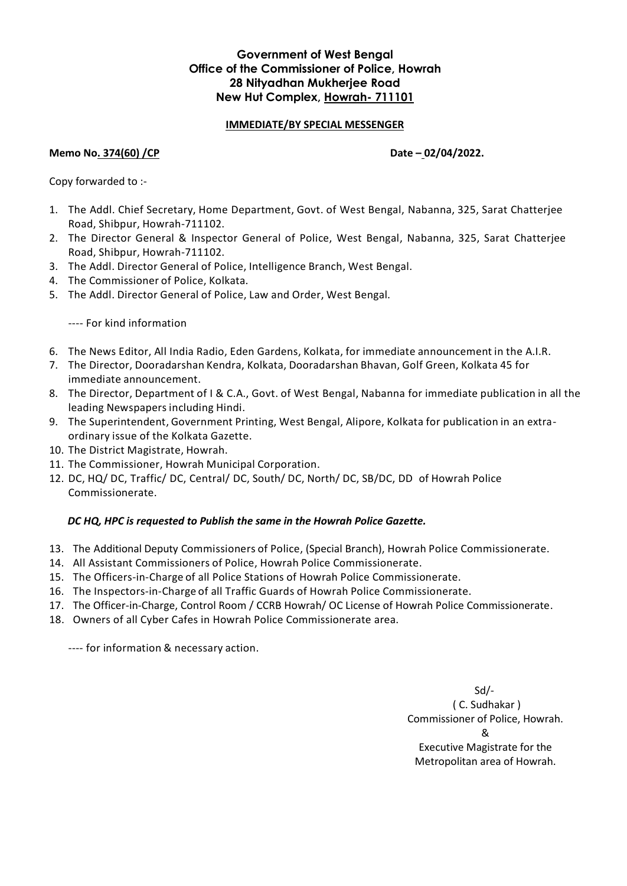**Government of West Bengal**
**Office of the Commissioner of Police, Howrah**
**28 Nityadhan Mukherjee Road**
**New Hut Complex, Howrah- 711101**

**IMMEDIATE/BY SPECIAL MESSENGER**

**Memo No. 374(60) /CP** **Date – 02/04/2022.**

Copy forwarded to :-

1. The Addl. Chief Secretary, Home Department, Govt. of West Bengal, Nabanna, 325, Sarat Chatterjee Road, Shibpur, Howrah-711102.
2. The Director General & Inspector General of Police, West Bengal, Nabanna, 325, Sarat Chatterjee Road, Shibpur, Howrah-711102.
3. The Addl. Director General of Police, Intelligence Branch, West Bengal.
4. The Commissioner of Police, Kolkata.
5. The Addl. Director General of Police, Law and Order, West Bengal.

---- For kind information

6. The News Editor, All India Radio, Eden Gardens, Kolkata, for immediate announcement in the A.I.R.
7. The Director, Dooradarshan Kendra, Kolkata, Dooradarshan Bhavan, Golf Green, Kolkata 45 for immediate announcement.
8. The Director, Department of I & C.A., Govt. of West Bengal, Nabanna for immediate publication in all the leading Newspapers including Hindi.
9. The Superintendent, Government Printing, West Bengal, Alipore, Kolkata for publication in an extra-ordinary issue of the Kolkata Gazette.
10. The District Magistrate, Howrah.
11. The Commissioner, Howrah Municipal Corporation.
12. DC, HQ/ DC, Traffic/ DC, Central/ DC, South/ DC, North/ DC, SB/DC, DD of Howrah Police Commissionerate.

***DC HQ, HPC is requested to Publish the same in the Howrah Police Gazette.***

13. The Additional Deputy Commissioners of Police, (Special Branch), Howrah Police Commissionerate.
14. All Assistant Commissioners of Police, Howrah Police Commissionerate.
15. The Officers-in-Charge of all Police Stations of Howrah Police Commissionerate.
16. The Inspectors-in-Charge of all Traffic Guards of Howrah Police Commissionerate.
17. The Officer-in-Charge, Control Room / CCRB Howrah/ OC License of Howrah Police Commissionerate.
18. Owners of all Cyber Cafes in Howrah Police Commissionerate area.

---- for information & necessary action.

Sd/-
( C. Sudhakar )
Commissioner of Police, Howrah.
&
Executive Magistrate for the
Metropolitan area of Howrah.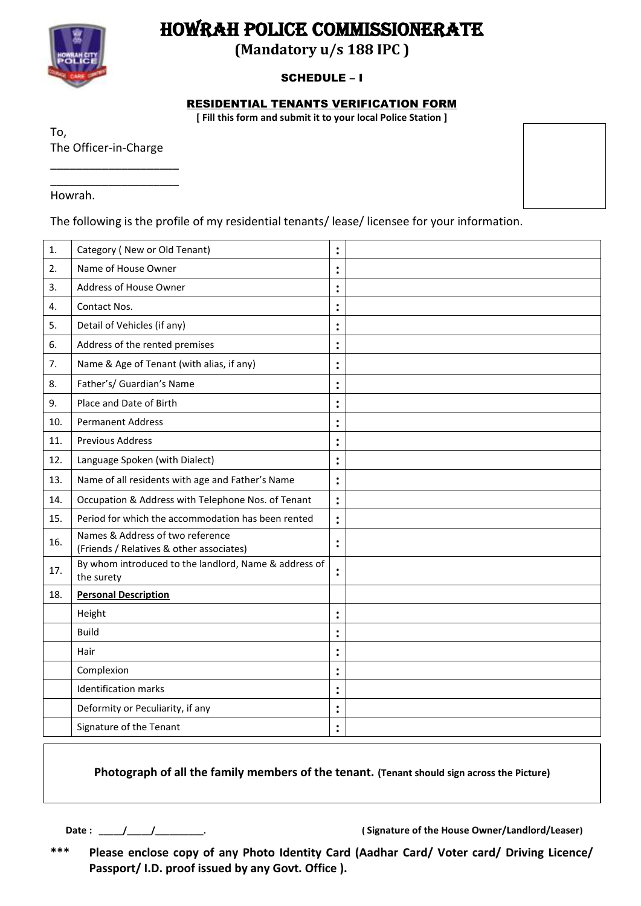# HOWRAH POLICE COMMISSIONERATE

**(Mandatory u/s 188 IPC )**

**SCHEDULE – I**

**RESIDENTIAL TENANTS VERIFICATION FORM**

**[ Fill this form and submit it to your local Police Station ]**

To,
The Officer-in-Charge
____________________
____________________
Howrah.

The following is the profile of my residential tenants/ lease/ licensee for your information.

| | | | |
|---|---|---|---|
| 1. | Category ( New or Old Tenant) | : | |
| 2. | Name of House Owner | : | |
| 3. | Address of House Owner | : | |
| 4. | Contact Nos. | : | |
| 5. | Detail of Vehicles (if any) | : | |
| 6. | Address of the rented premises | : | |
| 7. | Name & Age of Tenant (with alias, if any) | : | |
| 8. | Father's/ Guardian's Name | : | |
| 9. | Place and Date of Birth | : | |
| 10. | Permanent Address | : | |
| 11. | Previous Address | : | |
| 12. | Language Spoken (with Dialect) | : | |
| 13. | Name of all residents with age and Father's Name | : | |
| 14. | Occupation & Address with Telephone Nos. of Tenant | : | |
| 15. | Period for which the accommodation has been rented | : | |
| 16. | Names & Address of two reference (Friends / Relatives & other associates) | : | |
| 17. | By whom introduced to the landlord, Name & address of the surety | : | |
| 18. | **Personal Description** | | |
| | Height | : | |
| | Build | : | |
| | Hair | : | |
| | Complexion | : | |
| | Identification marks | : | |
| | Deformity or Peculiarity, if any | : | |
| | Signature of the Tenant | : | |

**Photograph of all the family members of the tenant. (Tenant should sign across the Picture)**

**Date : _____/_____/_________.**

**( Signature of the House Owner/Landlord/Leaser)**

**\*\*\* Please enclose copy of any Photo Identity Card (Aadhar Card/ Voter card/ Driving Licence/ Passport/ I.D. proof issued by any Govt. Office ).**